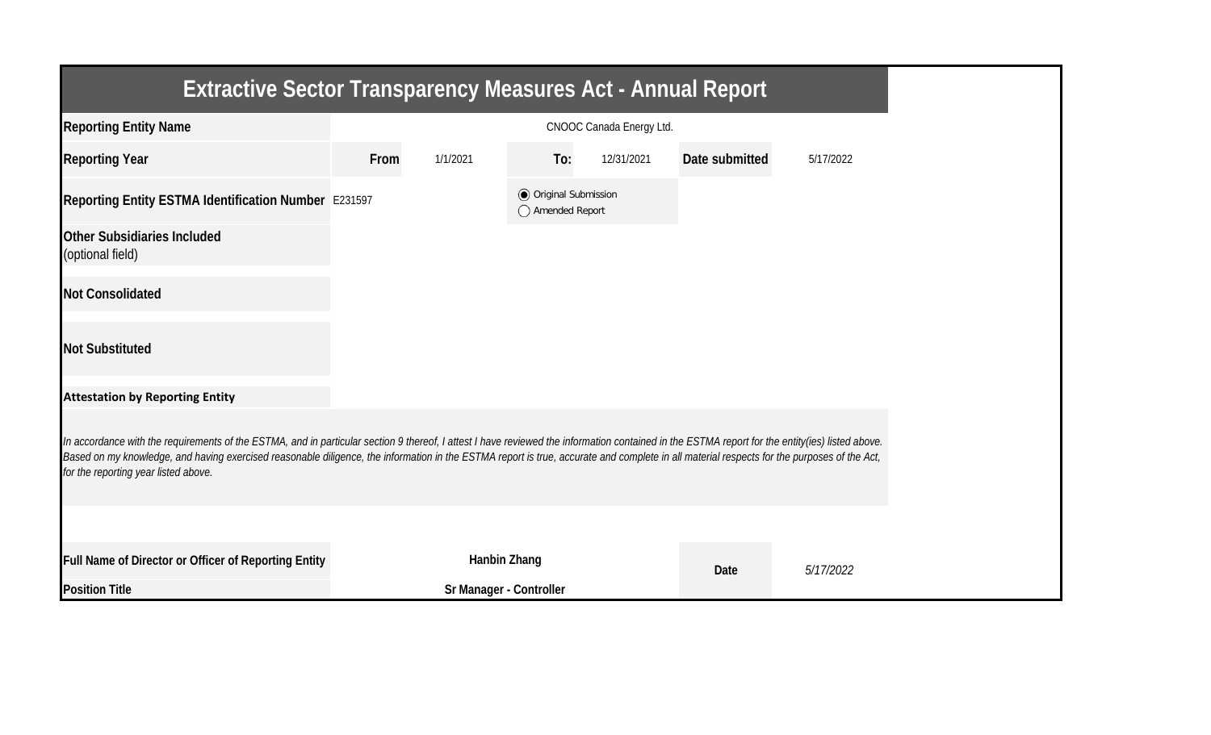# Extractive Sector Transparency Measures Act - Annual Report

| | | | | | | |
|---|---|---|---|---|---|---|
| **Reporting Entity Name** | CNOOC Canada Energy Ltd. | | | | | |
| **Reporting Year** | **From** | 1/1/2021 | **To:** | 12/31/2021 | **Date submitted** | 5/17/2022 |
| **Reporting Entity ESTMA Identification Number** | E231597 | | (●) Original Submission<br>( ) Amended Report | | | |
| **Other Subsidiaries Included** (optional field) | | | | | | |
| **Not Consolidated** | | | | | | |
| **Not Substituted** | | | | | | |

**Attestation by Reporting Entity**

*In accordance with the requirements of the ESTMA, and in particular section 9 thereof, I attest I have reviewed the information contained in the ESTMA report for the entity(ies) listed above. Based on my knowledge, and having exercised reasonable diligence, the information in the ESTMA report is true, accurate and complete in all material respects for the purposes of the Act, for the reporting year listed above.*

| | | | |
|---|---|---|---|
| **Full Name of Director or Officer of Reporting Entity** | **Hanbin Zhang** | **Date** | *5/17/2022* |
| **Position Title** | **Sr Manager - Controller** | | |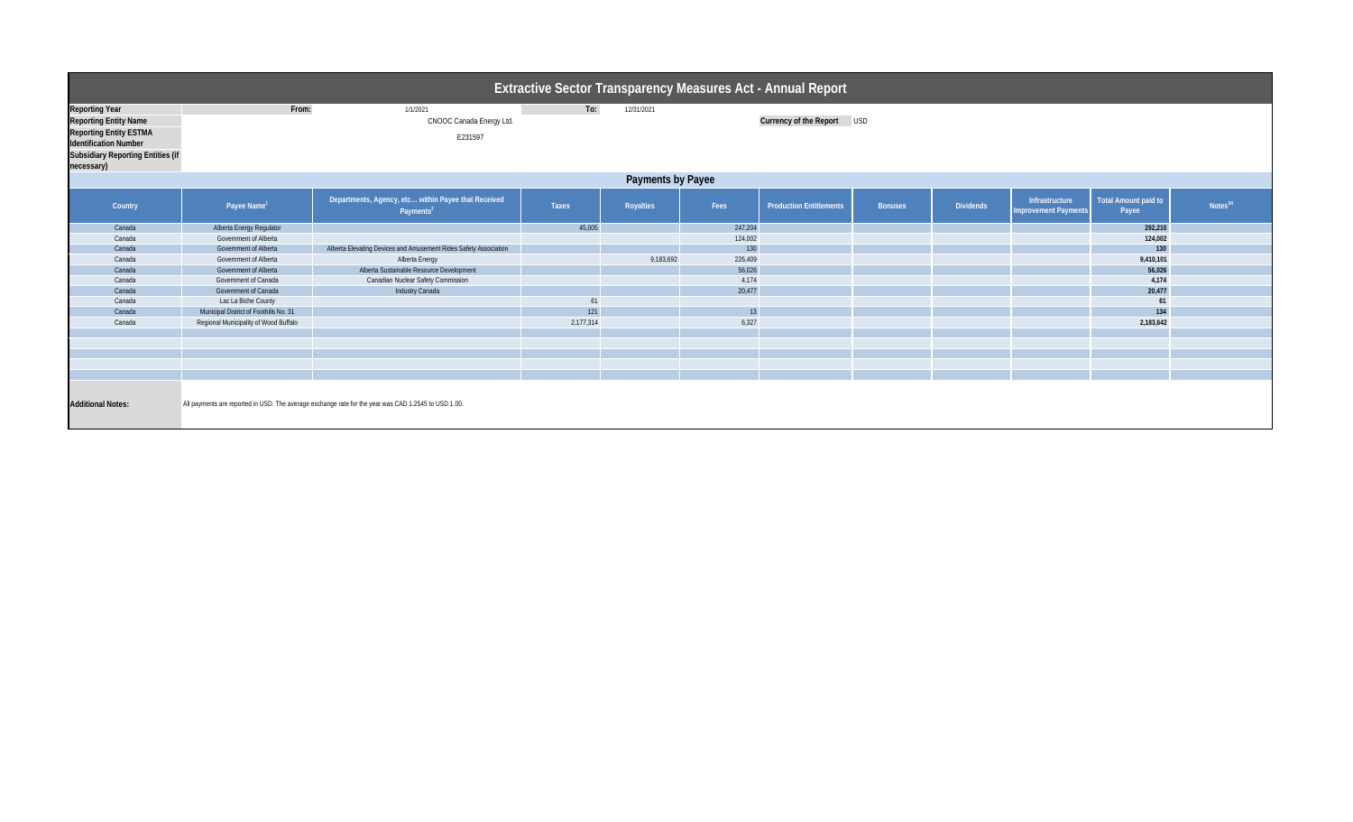# Extractive Sector Transparency Measures Act - Annual Report

| | | | | |
|---|---|---|---|---|
| **Reporting Year** | From: | 1/1/2021 | To: | 12/31/2021 |
| **Reporting Entity Name** | | CNOOC Canada Energy Ltd. | **Currency of the Report** | USD |
| **Reporting Entity ESTMA Identification Number** | | E231597 | | |
| **Subsidiary Reporting Entities (if necessary)** | | | | |

## Payments by Payee

| Country | Payee Name[1] | Departments, Agency, etc... within Payee that Received Payments[2] | Taxes | Royalties | Fees | Production Entitlements | Bonuses | Dividends | Infrastructure Improvement Payments | Total Amount paid to Payee | Notes[34] |
|---|---|---|---|---|---|---|---|---|---|---|---|
| Canada | Alberta Energy Regulator | | 45,005 | | 247,204 | | | | | **292,210** | |
| Canada | Government of Alberta | | | | 124,002 | | | | | **124,002** | |
| Canada | Government of Alberta | Alberta Elevating Devices and Amusement Rides Safety Association | | | 130 | | | | | **130** | |
| Canada | Government of Alberta | Alberta Energy | | 9,183,692 | 226,409 | | | | | **9,410,101** | |
| Canada | Government of Alberta | Alberta Sustainable Resource Development | | | 56,026 | | | | | **56,026** | |
| Canada | Government of Canada | Canadian Nuclear Safety Commission | | | 4,174 | | | | | **4,174** | |
| Canada | Government of Canada | Industry Canada | | | 20,477 | | | | | **20,477** | |
| Canada | Lac La Biche County | | 61 | | | | | | | **61** | |
| Canada | Municipal District of Foothills No. 31 | | 121 | | 13 | | | | | **134** | |
| Canada | Regional Municipality of Wood Buffalo | | 2,177,314 | | 6,327 | | | | | **2,183,642** | |

**Additional Notes:** All payments are reported in USD. The average exchange rate for the year was CAD 1.2545 to USD 1.00.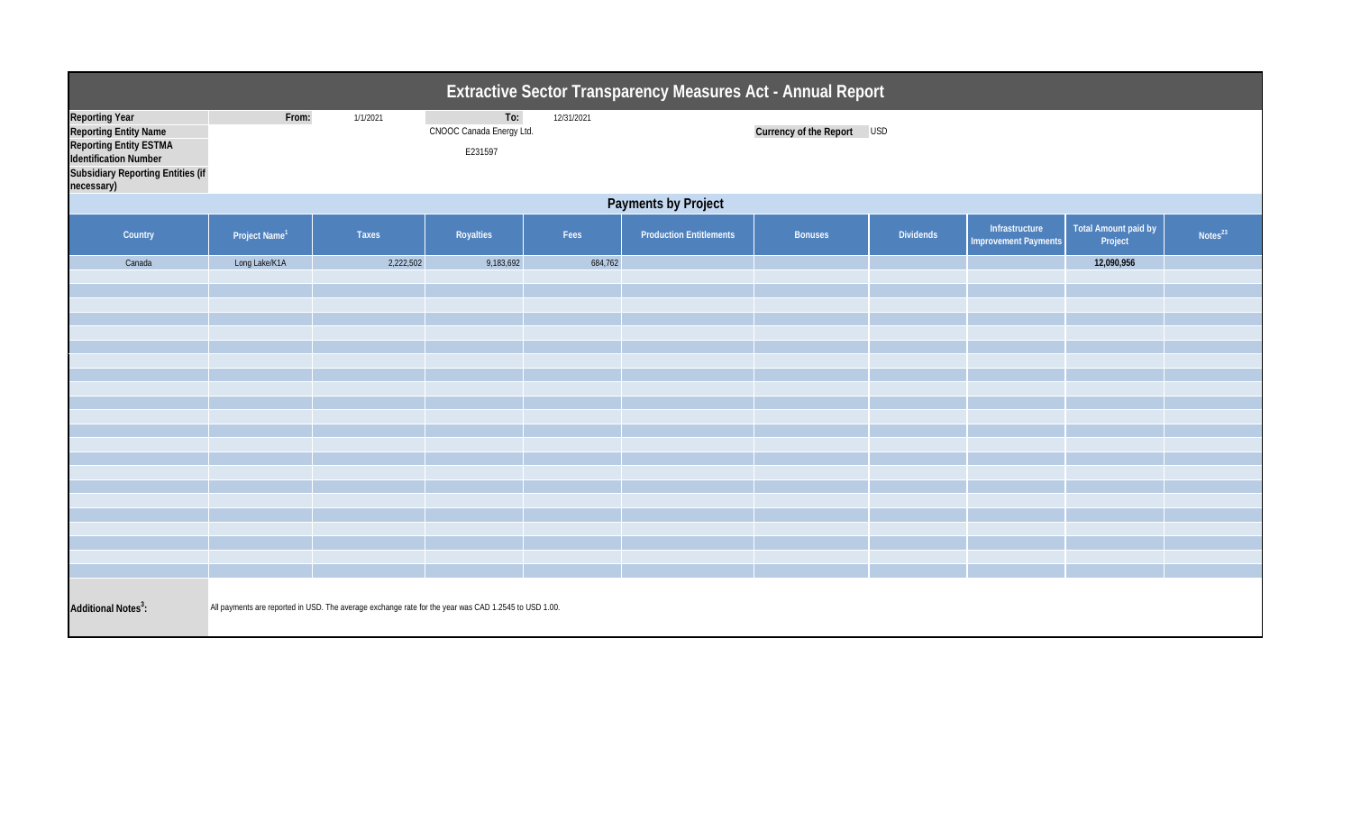# Extractive Sector Transparency Measures Act - Annual Report

| | | | | | |
|---|---|---|---|---|---|
| **Reporting Year** | **From:** | 1/1/2021 | **To:** | 12/31/2021 | |
| **Reporting Entity Name** | | | CNOOC Canada Energy Ltd. | **Currency of the Report** | USD |
| **Reporting Entity ESTMA Identification Number** | | | E231597 | | |
| **Subsidiary Reporting Entities (if necessary)** | | | | | |

## Payments by Project

| Country | Project Name[1] | Taxes | Royalties | Fees | Production Entitlements | Bonuses | Dividends | Infrastructure Improvement Payments | Total Amount paid by Project | Notes[23] |
|---|---|---|---|---|---|---|---|---|---|---|
| Canada | Long Lake/K1A | 2,222,502 | 9,183,692 | 684,762 | | | | | **12,090,956** | |

**Additional Notes[3]:** All payments are reported in USD. The average exchange rate for the year was CAD 1.2545 to USD 1.00.